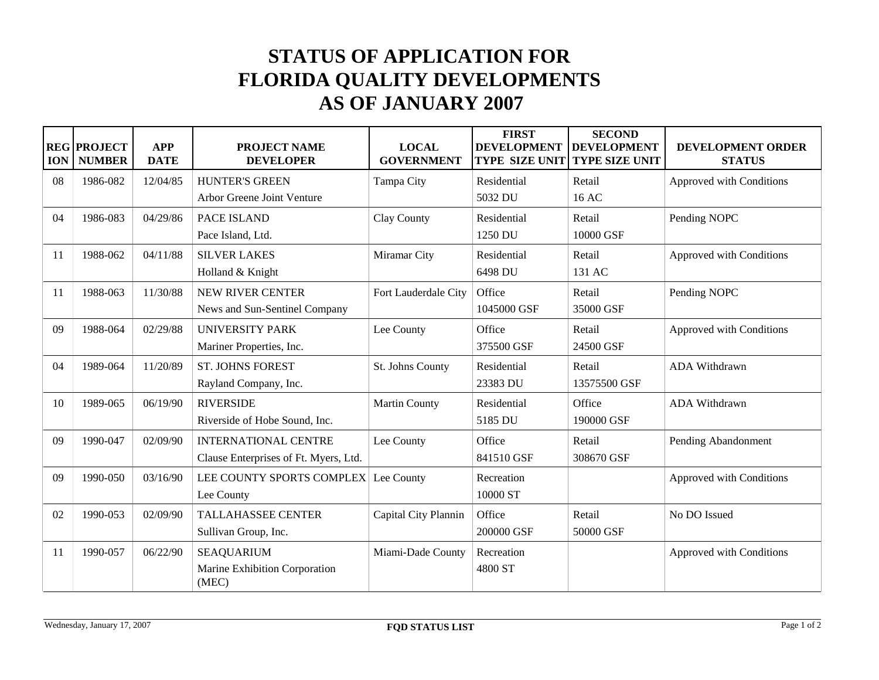# STATUS OF APPLICATION FOR FLORIDA QUALITY DEVELOPMENTS AS OF JANUARY 2007

| REGION | PROJECT NUMBER | APP DATE | PROJECT NAME DEVELOPER | LOCAL GOVERNMENT | FIRST DEVELOPMENT TYPE SIZE UNIT | SECOND DEVELOPMENT TYPE SIZE UNIT | DEVELOPMENT ORDER STATUS |
|---|---|---|---|---|---|---|---|
| 08 | 1986-082 | 12/04/85 | HUNTER'S GREEN<br>Arbor Greene Joint Venture | Tampa City | Residential<br>5032 DU | Retail<br>16 AC | Approved with Conditions |
| 04 | 1986-083 | 04/29/86 | PACE ISLAND<br>Pace Island, Ltd. | Clay County | Residential<br>1250 DU | Retail<br>10000 GSF | Pending NOPC |
| 11 | 1988-062 | 04/11/88 | SILVER LAKES<br>Holland & Knight | Miramar City | Residential<br>6498 DU | Retail<br>131 AC | Approved with Conditions |
| 11 | 1988-063 | 11/30/88 | NEW RIVER CENTER<br>News and Sun-Sentinel Company | Fort Lauderdale City | Office<br>1045000 GSF | Retail<br>35000 GSF | Pending NOPC |
| 09 | 1988-064 | 02/29/88 | UNIVERSITY PARK<br>Mariner Properties, Inc. | Lee County | Office<br>375500 GSF | Retail<br>24500 GSF | Approved with Conditions |
| 04 | 1989-064 | 11/20/89 | ST. JOHNS FOREST<br>Rayland Company, Inc. | St. Johns County | Residential<br>23383 DU | Retail<br>13575500 GSF | ADA Withdrawn |
| 10 | 1989-065 | 06/19/90 | RIVERSIDE<br>Riverside of Hobe Sound, Inc. | Martin County | Residential<br>5185 DU | Office<br>190000 GSF | ADA Withdrawn |
| 09 | 1990-047 | 02/09/90 | INTERNATIONAL CENTRE<br>Clause Enterprises of Ft. Myers, Ltd. | Lee County | Office<br>841510 GSF | Retail<br>308670 GSF | Pending Abandonment |
| 09 | 1990-050 | 03/16/90 | LEE COUNTY SPORTS COMPLEX<br>Lee County | Lee County | Recreation<br>10000 ST | | Approved with Conditions |
| 02 | 1990-053 | 02/09/90 | TALLAHASSEE CENTER<br>Sullivan Group, Inc. | Capital City Plannin | Office<br>200000 GSF | Retail<br>50000 GSF | No DO Issued |
| 11 | 1990-057 | 06/22/90 | SEAQUARIUM<br>Marine Exhibition Corporation (MEC) | Miami-Dade County | Recreation<br>4800 ST | | Approved with Conditions |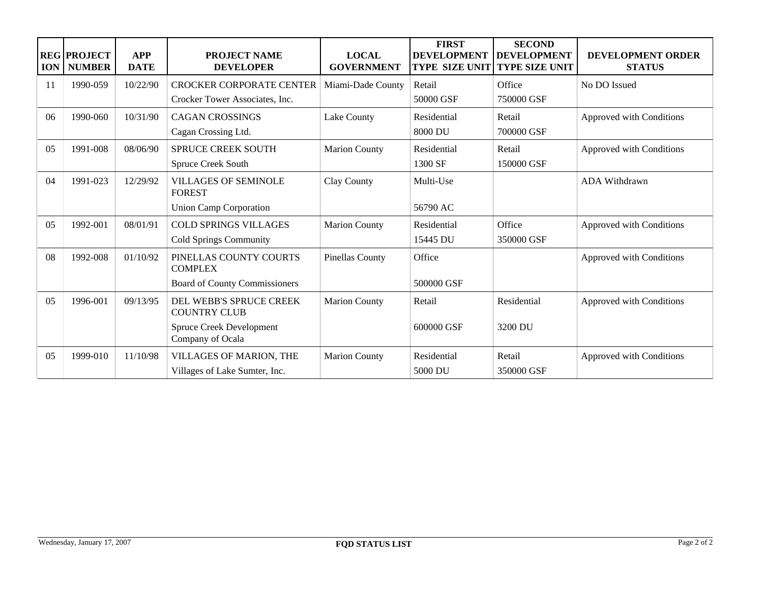| REGION | PROJECT NUMBER | APP DATE | PROJECT NAME DEVELOPER | LOCAL GOVERNMENT | FIRST DEVELOPMENT TYPE SIZE UNIT | SECOND DEVELOPMENT TYPE SIZE UNIT | DEVELOPMENT ORDER STATUS |
|---|---|---|---|---|---|---|---|
| 11 | 1990-059 | 10/22/90 | CROCKER CORPORATE CENTER<br>Crocker Tower Associates, Inc. | Miami-Dade County | Retail<br>50000 GSF | Office<br>750000 GSF | No DO Issued |
| 06 | 1990-060 | 10/31/90 | CAGAN CROSSINGS<br>Cagan Crossing Ltd. | Lake County | Residential<br>8000 DU | Retail<br>700000 GSF | Approved with Conditions |
| 05 | 1991-008 | 08/06/90 | SPRUCE CREEK SOUTH<br>Spruce Creek South | Marion County | Residential<br>1300 SF | Retail<br>150000 GSF | Approved with Conditions |
| 04 | 1991-023 | 12/29/92 | VILLAGES OF SEMINOLE FOREST<br>Union Camp Corporation | Clay County | Multi-Use<br>56790 AC | | ADA Withdrawn |
| 05 | 1992-001 | 08/01/91 | COLD SPRINGS VILLAGES<br>Cold Springs Community | Marion County | Residential<br>15445 DU | Office<br>350000 GSF | Approved with Conditions |
| 08 | 1992-008 | 01/10/92 | PINELLAS COUNTY COURTS COMPLEX<br>Board of County Commissioners | Pinellas County | Office<br>500000 GSF | | Approved with Conditions |
| 05 | 1996-001 | 09/13/95 | DEL WEBB'S SPRUCE CREEK COUNTRY CLUB<br>Spruce Creek Development Company of Ocala | Marion County | Retail<br>600000 GSF | Residential<br>3200 DU | Approved with Conditions |
| 05 | 1999-010 | 11/10/98 | VILLAGES OF MARION, THE<br>Villages of Lake Sumter, Inc. | Marion County | Residential<br>5000 DU | Retail<br>350000 GSF | Approved with Conditions |